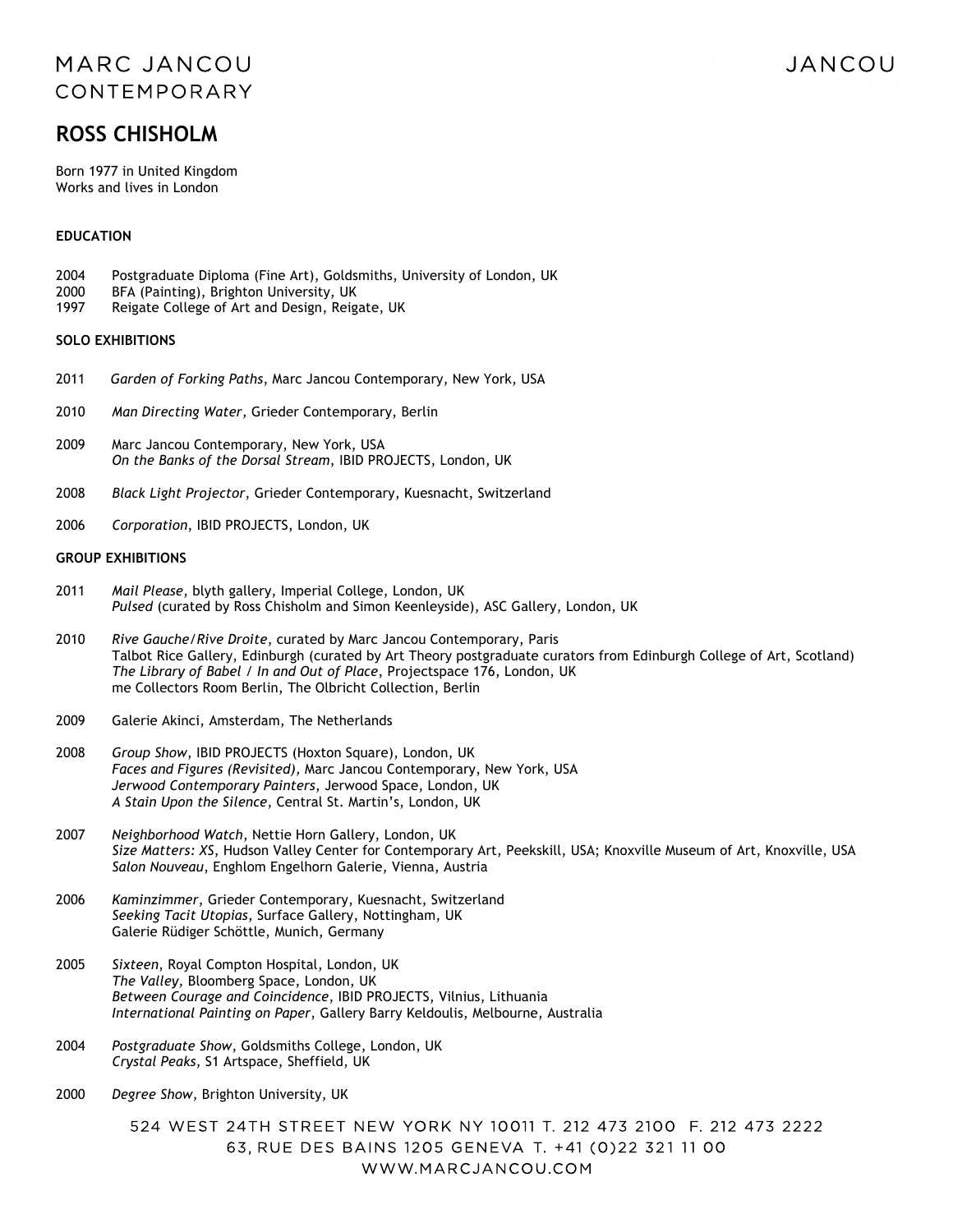MARC JANCOU
CONTEMPORARY

# ROSS CHISHOLM

Born 1977 in United Kingdom
Works and lives in London

## EDUCATION

2004 Postgraduate Diploma (Fine Art), Goldsmiths, University of London, UK
2000 BFA (Painting), Brighton University, UK
1997 Reigate College of Art and Design, Reigate, UK

## SOLO EXHIBITIONS

2011 *Garden of Forking Paths*, Marc Jancou Contemporary, New York, USA

2010 *Man Directing Water,* Grieder Contemporary, Berlin

2009 Marc Jancou Contemporary, New York, USA
*On the Banks of the Dorsal Stream*, IBID PROJECTS, London, UK

2008 *Black Light Projector*, Grieder Contemporary, Kuesnacht, Switzerland

2006 *Corporation*, IBID PROJECTS, London, UK

## GROUP EXHIBITIONS

2011 *Mail Please*, blyth gallery, Imperial College, London, UK
*Pulsed* (curated by Ross Chisholm and Simon Keenleyside), ASC Gallery, London, UK

2010 *Rive Gauche/Rive Droite*, curated by Marc Jancou Contemporary, Paris
Talbot Rice Gallery, Edinburgh (curated by Art Theory postgraduate curators from Edinburgh College of Art, Scotland)
*The Library of Babel / In and Out of Place*, Projectspace 176, London, UK
me Collectors Room Berlin, The Olbricht Collection, Berlin

2009 Galerie Akinci, Amsterdam, The Netherlands

2008 *Group Show*, IBID PROJECTS (Hoxton Square), London, UK
*Faces and Figures (Revisited)*, Marc Jancou Contemporary, New York, USA
*Jerwood Contemporary Painters*, Jerwood Space, London, UK
*A Stain Upon the Silence*, Central St. Martin's, London, UK

2007 *Neighborhood Watch*, Nettie Horn Gallery, London, UK
*Size Matters: XS*, Hudson Valley Center for Contemporary Art, Peekskill, USA; Knoxville Museum of Art, Knoxville, USA
*Salon Nouveau*, Enghlom Engelhorn Galerie, Vienna, Austria

2006 *Kaminzimmer*, Grieder Contemporary, Kuesnacht, Switzerland
*Seeking Tacit Utopias*, Surface Gallery, Nottingham, UK
Galerie Rüdiger Schöttle, Munich, Germany

2005 *Sixteen*, Royal Compton Hospital, London, UK
*The Valley*, Bloomberg Space, London, UK
*Between Courage and Coincidence*, IBID PROJECTS, Vilnius, Lithuania
*International Painting on Paper*, Gallery Barry Keldoulis, Melbourne, Australia

2004 *Postgraduate Show*, Goldsmiths College, London, UK
*Crystal Peaks,* S1 Artspace, Sheffield, UK

2000 *Degree Show,* Brighton University, UK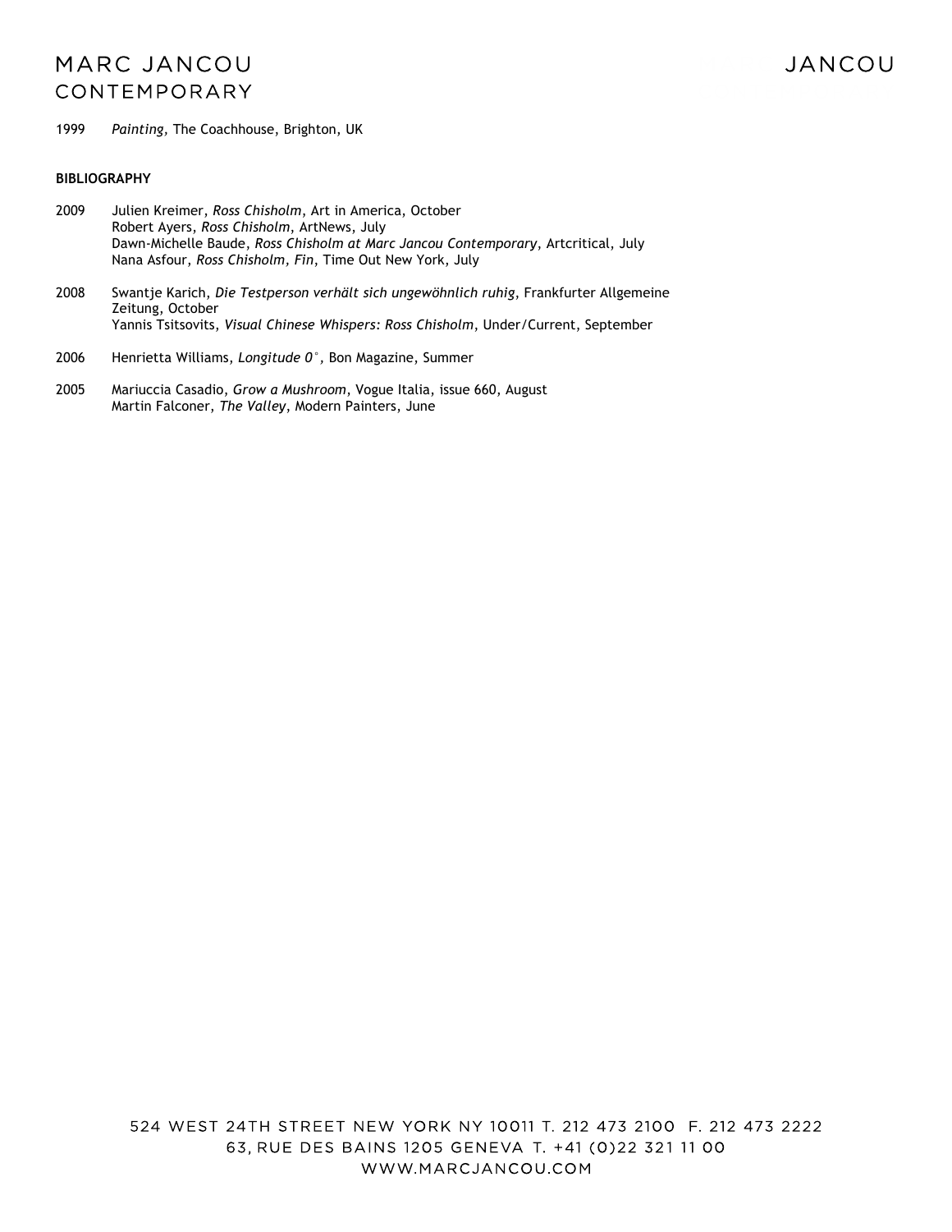1999 *Painting*, The Coachhouse, Brighton, UK

**BIBLIOGRAPHY**

2009 Julien Kreimer, *Ross Chisholm*, Art in America, October
Robert Ayers, *Ross Chisholm*, ArtNews, July
Dawn-Michelle Baude, *Ross Chisholm at Marc Jancou Contemporary*, Artcritical, July
Nana Asfour, *Ross Chisholm, Fin*, Time Out New York, July

2008 Swantje Karich, *Die Testperson verhält sich ungewöhnlich ruhig*, Frankfurter Allgemeine Zeitung, October
Yannis Tsitsovits, *Visual Chinese Whispers: Ross Chisholm*, Under/Current, September

2006 Henrietta Williams, *Longitude 0°*, Bon Magazine, Summer

2005 Mariuccia Casadio, *Grow a Mushroom*, Vogue Italia, issue 660, August
Martin Falconer, *The Valley*, Modern Painters, June